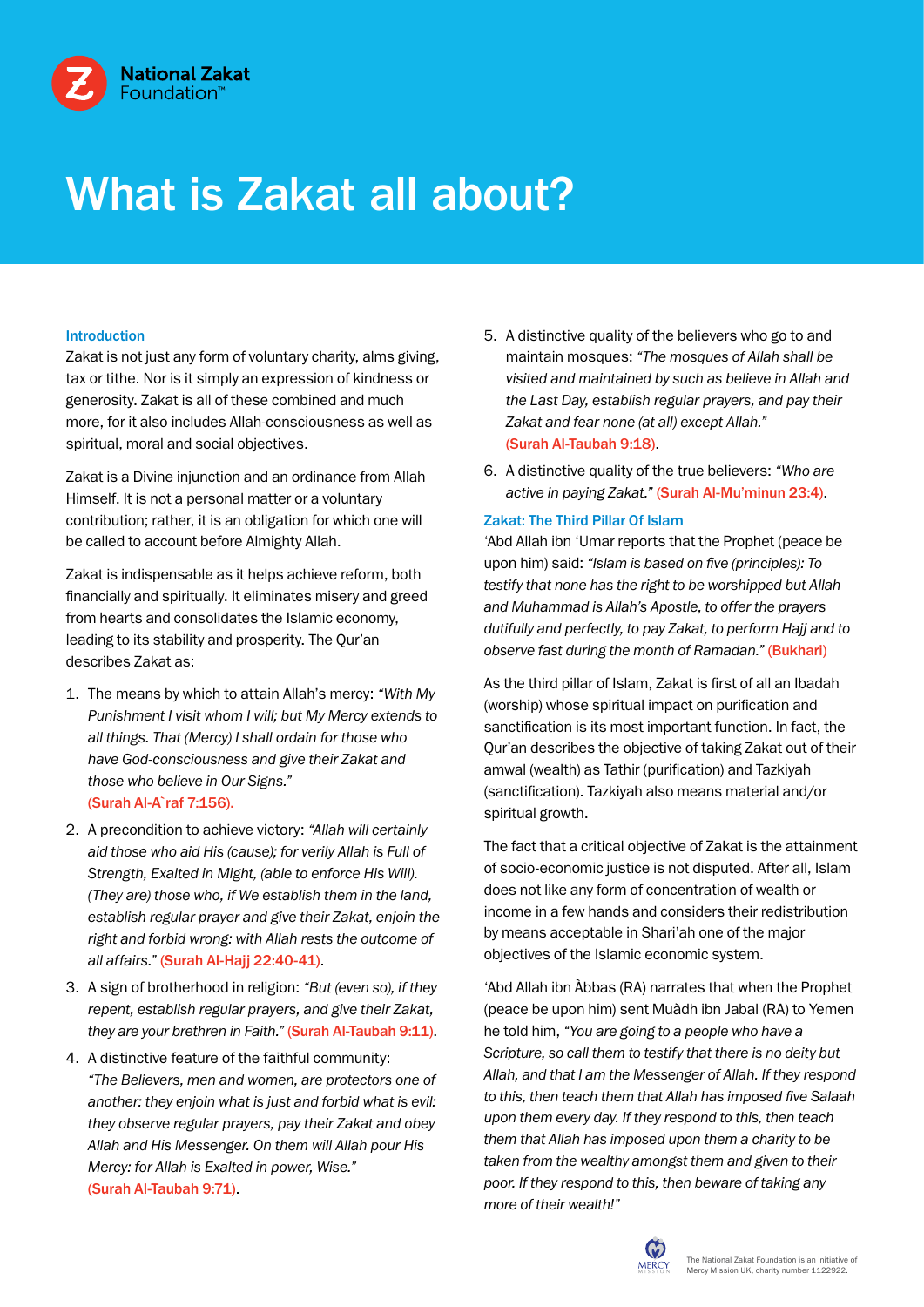National Zakat Foundation™

# What is Zakat all about?

### Introduction

Zakat is not just any form of voluntary charity, alms giving, tax or tithe. Nor is it simply an expression of kindness or generosity. Zakat is all of these combined and much more, for it also includes Allah-consciousness as well as spiritual, moral and social objectives.

Zakat is a Divine injunction and an ordinance from Allah Himself. It is not a personal matter or a voluntary contribution; rather, it is an obligation for which one will be called to account before Almighty Allah.

Zakat is indispensable as it helps achieve reform, both financially and spiritually. It eliminates misery and greed from hearts and consolidates the Islamic economy, leading to its stability and prosperity. The Qur'an describes Zakat as:

1. The means by which to attain Allah's mercy: *"With My Punishment I visit whom I will; but My Mercy extends to all things. That (Mercy) I shall ordain for those who have God-consciousness and give their Zakat and those who believe in Our Signs."* (Surah Al-A`raf 7:156).
2. A precondition to achieve victory: *"Allah will certainly aid those who aid His (cause); for verily Allah is Full of Strength, Exalted in Might, (able to enforce His Will). (They are) those who, if We establish them in the land, establish regular prayer and give their Zakat, enjoin the right and forbid wrong: with Allah rests the outcome of all affairs."* (Surah Al-Hajj 22:40-41).
3. A sign of brotherhood in religion: *"But (even so), if they repent, establish regular prayers, and give their Zakat, they are your brethren in Faith."* (Surah Al-Taubah 9:11).
4. A distinctive feature of the faithful community: *"The Believers, men and women, are protectors one of another: they enjoin what is just and forbid what is evil: they observe regular prayers, pay their Zakat and obey Allah and His Messenger. On them will Allah pour His Mercy: for Allah is Exalted in power, Wise."* (Surah Al-Taubah 9:71).
5. A distinctive quality of the believers who go to and maintain mosques: *"The mosques of Allah shall be visited and maintained by such as believe in Allah and the Last Day, establish regular prayers, and pay their Zakat and fear none (at all) except Allah."* (Surah Al-Taubah 9:18).
6. A distinctive quality of the true believers: *"Who are active in paying Zakat."* (Surah Al-Mu'minun 23:4).

### Zakat: The Third Pillar Of Islam

'Abd Allah ibn 'Umar reports that the Prophet (peace be upon him) said: *"Islam is based on five (principles): To testify that none has the right to be worshipped but Allah and Muhammad is Allah's Apostle, to offer the prayers dutifully and perfectly, to pay Zakat, to perform Hajj and to observe fast during the month of Ramadan."* (Bukhari)

As the third pillar of Islam, Zakat is first of all an Ibadah (worship) whose spiritual impact on purification and sanctification is its most important function. In fact, the Qur'an describes the objective of taking Zakat out of their amwal (wealth) as Tathir (purification) and Tazkiyah (sanctification). Tazkiyah also means material and/or spiritual growth.

The fact that a critical objective of Zakat is the attainment of socio-economic justice is not disputed. After all, Islam does not like any form of concentration of wealth or income in a few hands and considers their redistribution by means acceptable in Shari'ah one of the major objectives of the Islamic economic system.

'Abd Allah ibn Àbbas (RA) narrates that when the Prophet (peace be upon him) sent Muàdh ibn Jabal (RA) to Yemen he told him, *"You are going to a people who have a Scripture, so call them to testify that there is no deity but Allah, and that I am the Messenger of Allah. If they respond to this, then teach them that Allah has imposed five Salaah upon them every day. If they respond to this, then teach them that Allah has imposed upon them a charity to be taken from the wealthy amongst them and given to their poor. If they respond to this, then beware of taking any more of their wealth!"*

The National Zakat Foundation is an initiative of Mercy Mission UK, charity number 1122922.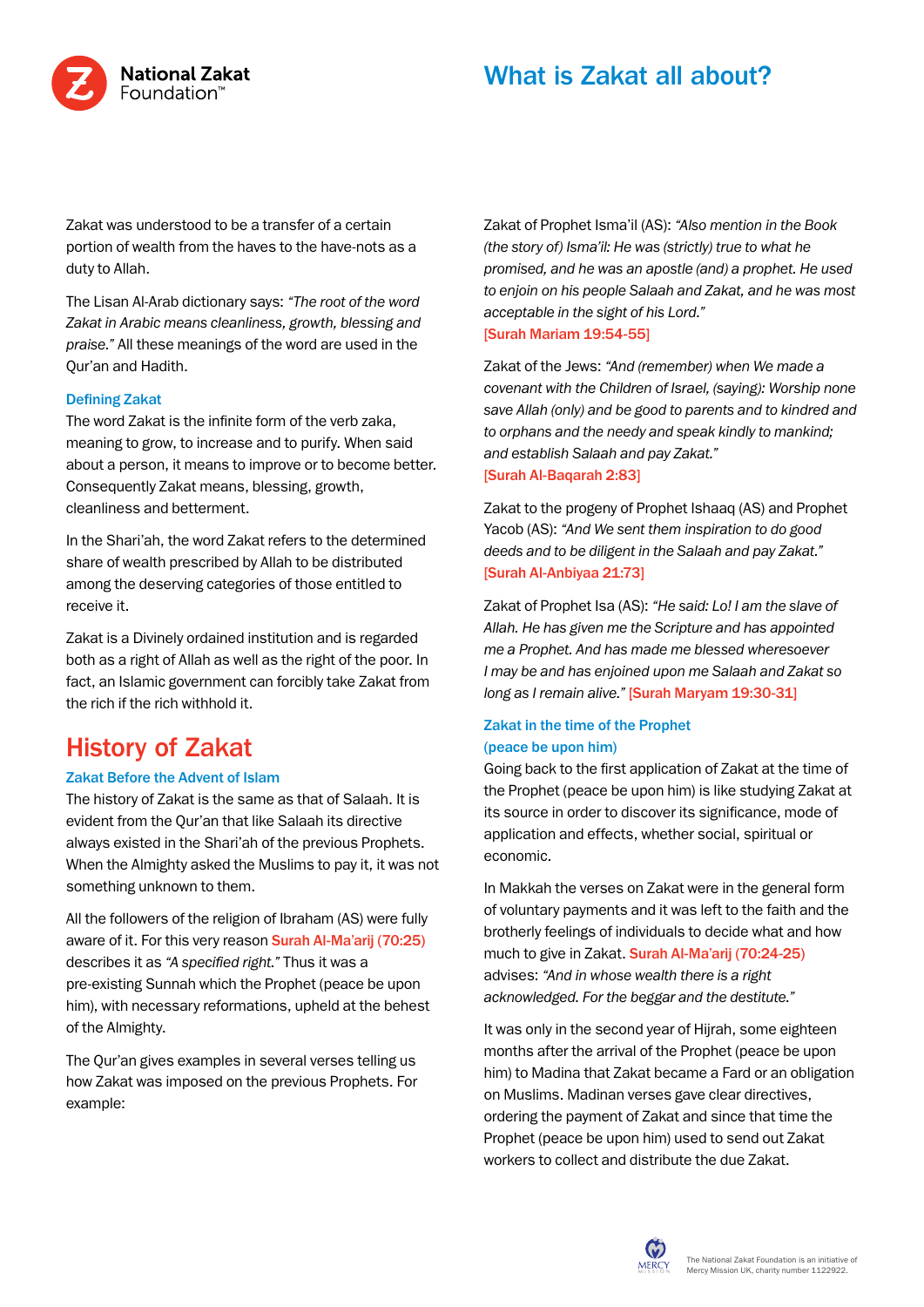# What is Zakat all about?

Zakat was understood to be a transfer of a certain portion of wealth from the haves to the have-nots as a duty to Allah.

The Lisan Al-Arab dictionary says: *"The root of the word Zakat in Arabic means cleanliness, growth, blessing and praise."* All these meanings of the word are used in the Qur'an and Hadith.

### Defining Zakat

The word Zakat is the infinite form of the verb zaka, meaning to grow, to increase and to purify. When said about a person, it means to improve or to become better. Consequently Zakat means, blessing, growth, cleanliness and betterment.

In the Shari'ah, the word Zakat refers to the determined share of wealth prescribed by Allah to be distributed among the deserving categories of those entitled to receive it.

Zakat is a Divinely ordained institution and is regarded both as a right of Allah as well as the right of the poor. In fact, an Islamic government can forcibly take Zakat from the rich if the rich withhold it.

## History of Zakat

### Zakat Before the Advent of Islam

The history of Zakat is the same as that of Salaah. It is evident from the Qur'an that like Salaah its directive always existed in the Shari'ah of the previous Prophets. When the Almighty asked the Muslims to pay it, it was not something unknown to them.

All the followers of the religion of Ibraham (AS) were fully aware of it. For this very reason Surah Al-Ma'arij (70:25) describes it as *"A specified right."* Thus it was a pre-existing Sunnah which the Prophet (peace be upon him), with necessary reformations, upheld at the behest of the Almighty.

The Qur'an gives examples in several verses telling us how Zakat was imposed on the previous Prophets. For example:

Zakat of Prophet Isma'il (AS): *"Also mention in the Book (the story of) Isma'il: He was (strictly) true to what he promised, and he was an apostle (and) a prophet. He used to enjoin on his people Salaah and Zakat, and he was most acceptable in the sight of his Lord."* [Surah Mariam 19:54-55]

Zakat of the Jews: *"And (remember) when We made a covenant with the Children of Israel, (saying): Worship none save Allah (only) and be good to parents and to kindred and to orphans and the needy and speak kindly to mankind; and establish Salaah and pay Zakat."* [Surah Al-Baqarah 2:83]

Zakat to the progeny of Prophet Ishaaq (AS) and Prophet Yacob (AS): *"And We sent them inspiration to do good deeds and to be diligent in the Salaah and pay Zakat."* [Surah Al-Anbiyaa 21:73]

Zakat of Prophet Isa (AS): *"He said: Lo! I am the slave of Allah. He has given me the Scripture and has appointed me a Prophet. And has made me blessed wheresoever I may be and has enjoined upon me Salaah and Zakat so long as I remain alive."* [Surah Maryam 19:30-31]

### Zakat in the time of the Prophet (peace be upon him)

Going back to the first application of Zakat at the time of the Prophet (peace be upon him) is like studying Zakat at its source in order to discover its significance, mode of application and effects, whether social, spiritual or economic.

In Makkah the verses on Zakat were in the general form of voluntary payments and it was left to the faith and the brotherly feelings of individuals to decide what and how much to give in Zakat. Surah Al-Ma'arij (70:24-25) advises: *"And in whose wealth there is a right acknowledged. For the beggar and the destitute."*

It was only in the second year of Hijrah, some eighteen months after the arrival of the Prophet (peace be upon him) to Madina that Zakat became a Fard or an obligation on Muslims. Madinan verses gave clear directives, ordering the payment of Zakat and since that time the Prophet (peace be upon him) used to send out Zakat workers to collect and distribute the due Zakat.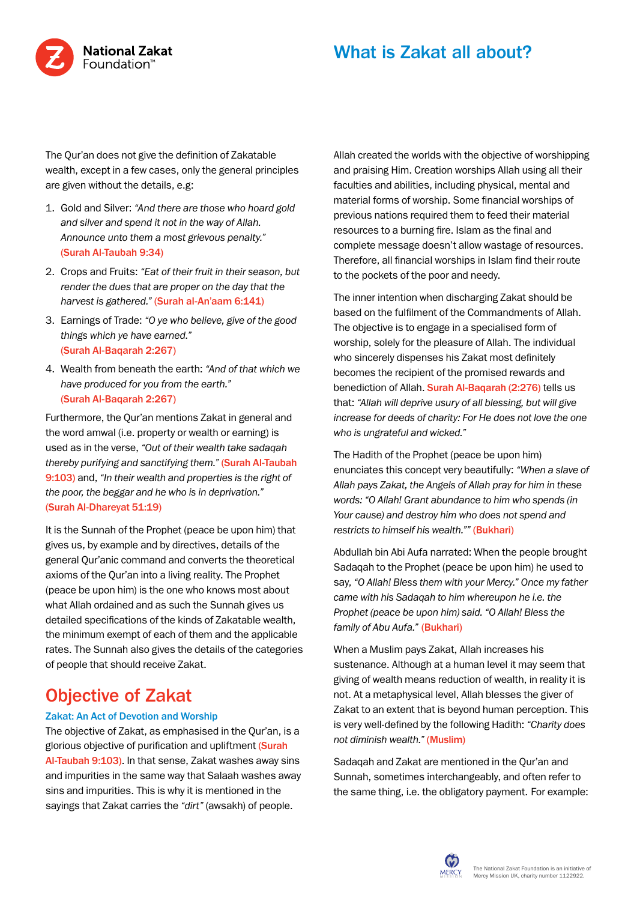The Qur'an does not give the definition of Zakatable wealth, except in a few cases, only the general principles are given without the details, e.g:

1. Gold and Silver: *"And there are those who hoard gold and silver and spend it not in the way of Allah. Announce unto them a most grievous penalty."* (Surah Al-Taubah 9:34)
2. Crops and Fruits: *"Eat of their fruit in their season, but render the dues that are proper on the day that the harvest is gathered."* (Surah al-An'aam 6:141)
3. Earnings of Trade: *"O ye who believe, give of the good things which ye have earned."* (Surah Al-Baqarah 2:267)
4. Wealth from beneath the earth: *"And of that which we have produced for you from the earth."* (Surah Al-Baqarah 2:267)

Furthermore, the Qur'an mentions Zakat in general and the word amwal (i.e. property or wealth or earning) is used as in the verse, *"Out of their wealth take sadaqah thereby purifying and sanctifying them."* (Surah Al-Taubah 9:103) and, *"In their wealth and properties is the right of the poor, the beggar and he who is in deprivation."* (Surah Al-Dhareyat 51:19)

It is the Sunnah of the Prophet (peace be upon him) that gives us, by example and by directives, details of the general Qur'anic command and converts the theoretical axioms of the Qur'an into a living reality. The Prophet (peace be upon him) is the one who knows most about what Allah ordained and as such the Sunnah gives us detailed specifications of the kinds of Zakatable wealth, the minimum exempt of each of them and the applicable rates. The Sunnah also gives the details of the categories of people that should receive Zakat.

## Objective of Zakat

### Zakat: An Act of Devotion and Worship

The objective of Zakat, as emphasised in the Qur'an, is a glorious objective of purification and upliftment (Surah Al-Taubah 9:103). In that sense, Zakat washes away sins and impurities in the same way that Salaah washes away sins and impurities. This is why it is mentioned in the sayings that Zakat carries the *"dirt"* (awsakh) of people.

Allah created the worlds with the objective of worshipping and praising Him. Creation worships Allah using all their faculties and abilities, including physical, mental and material forms of worship. Some financial worships of previous nations required them to feed their material resources to a burning fire. Islam as the final and complete message doesn't allow wastage of resources. Therefore, all financial worships in Islam find their route to the pockets of the poor and needy.

The inner intention when discharging Zakat should be based on the fulfilment of the Commandments of Allah. The objective is to engage in a specialised form of worship, solely for the pleasure of Allah. The individual who sincerely dispenses his Zakat most definitely becomes the recipient of the promised rewards and benediction of Allah. Surah Al-Baqarah (2:276) tells us that: *"Allah will deprive usury of all blessing, but will give increase for deeds of charity: For He does not love the one who is ungrateful and wicked."*

The Hadith of the Prophet (peace be upon him) enunciates this concept very beautifully: *"When a slave of Allah pays Zakat, the Angels of Allah pray for him in these words: "O Allah! Grant abundance to him who spends (in Your cause) and destroy him who does not spend and restricts to himself his wealth.""* (Bukhari)

Abdullah bin Abi Aufa narrated: When the people brought Sadaqah to the Prophet (peace be upon him) he used to say, *"O Allah! Bless them with your Mercy." Once my father came with his Sadaqah to him whereupon he i.e. the Prophet (peace be upon him) said. "O Allah! Bless the family of Abu Aufa."* (Bukhari)

When a Muslim pays Zakat, Allah increases his sustenance. Although at a human level it may seem that giving of wealth means reduction of wealth, in reality it is not. At a metaphysical level, Allah blesses the giver of Zakat to an extent that is beyond human perception. This is very well-defined by the following Hadith: *"Charity does not diminish wealth."* (Muslim)

Sadaqah and Zakat are mentioned in the Qur'an and Sunnah, sometimes interchangeably, and often refer to the same thing, i.e. the obligatory payment. For example: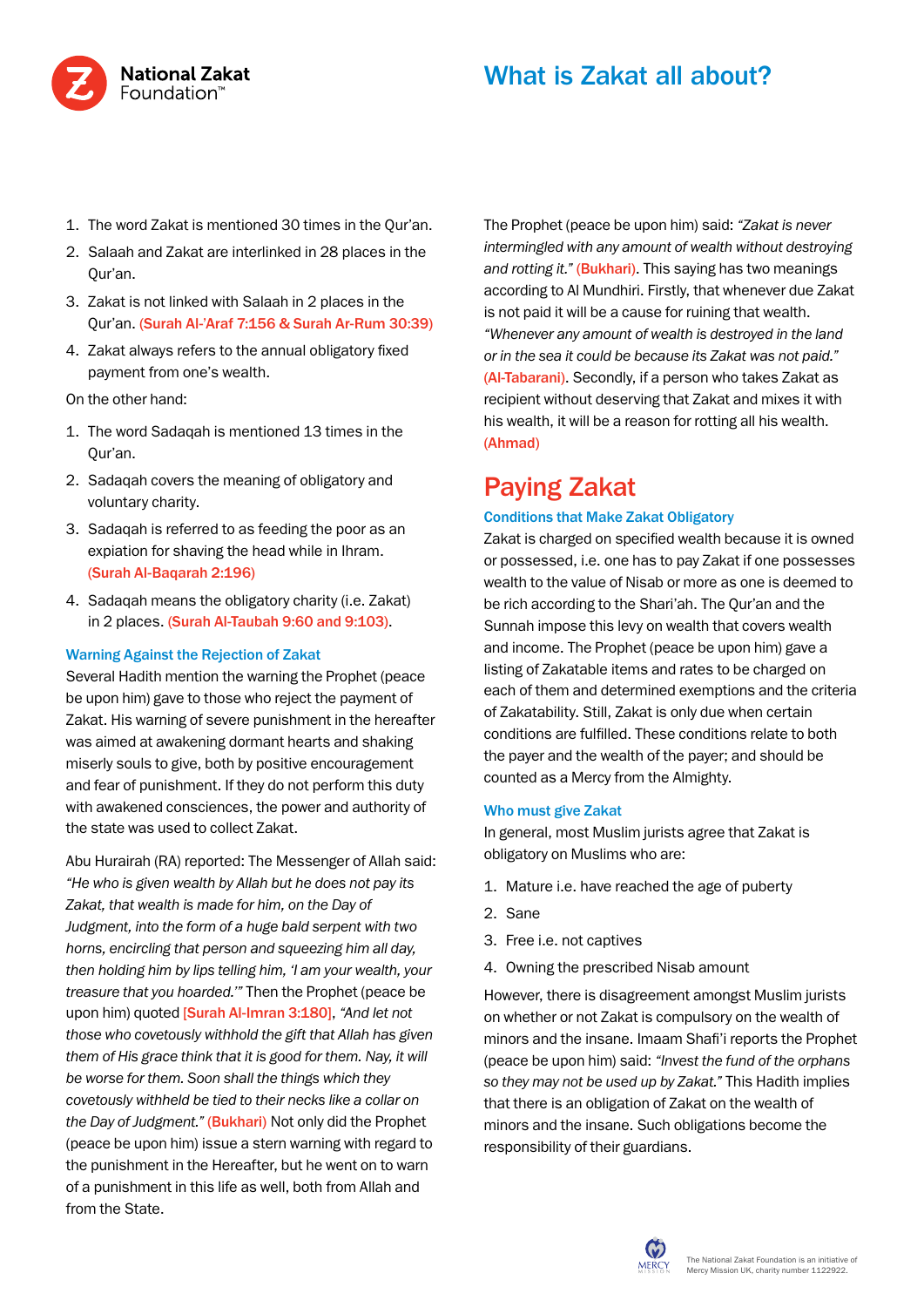# What is Zakat all about?

1. The word Zakat is mentioned 30 times in the Qur'an.
2. Salaah and Zakat are interlinked in 28 places in the Qur'an.
3. Zakat is not linked with Salaah in 2 places in the Qur'an. (Surah Al-'Araf 7:156 & Surah Ar-Rum 30:39)
4. Zakat always refers to the annual obligatory fixed payment from one's wealth.

On the other hand:

1. The word Sadaqah is mentioned 13 times in the Qur'an.
2. Sadaqah covers the meaning of obligatory and voluntary charity.
3. Sadaqah is referred to as feeding the poor as an expiation for shaving the head while in Ihram. (Surah Al-Baqarah 2:196)
4. Sadaqah means the obligatory charity (i.e. Zakat) in 2 places. (Surah Al-Taubah 9:60 and 9:103).

### Warning Against the Rejection of Zakat

Several Hadith mention the warning the Prophet (peace be upon him) gave to those who reject the payment of Zakat. His warning of severe punishment in the hereafter was aimed at awakening dormant hearts and shaking miserly souls to give, both by positive encouragement and fear of punishment. If they do not perform this duty with awakened consciences, the power and authority of the state was used to collect Zakat.

Abu Hurairah (RA) reported: The Messenger of Allah said: *"He who is given wealth by Allah but he does not pay its Zakat, that wealth is made for him, on the Day of Judgment, into the form of a huge bald serpent with two horns, encircling that person and squeezing him all day, then holding him by lips telling him, 'I am your wealth, your treasure that you hoarded.'"* Then the Prophet (peace be upon him) quoted [Surah Al-Imran 3:180], *"And let not those who covetously withhold the gift that Allah has given them of His grace think that it is good for them. Nay, it will be worse for them. Soon shall the things which they covetously withheld be tied to their necks like a collar on the Day of Judgment."* (Bukhari) Not only did the Prophet (peace be upon him) issue a stern warning with regard to the punishment in the Hereafter, but he went on to warn of a punishment in this life as well, both from Allah and from the State.

The Prophet (peace be upon him) said: *"Zakat is never intermingled with any amount of wealth without destroying and rotting it."* (Bukhari). This saying has two meanings according to Al Mundhiri. Firstly, that whenever due Zakat is not paid it will be a cause for ruining that wealth. *"Whenever any amount of wealth is destroyed in the land or in the sea it could be because its Zakat was not paid."* (Al-Tabarani). Secondly, if a person who takes Zakat as recipient without deserving that Zakat and mixes it with his wealth, it will be a reason for rotting all his wealth. (Ahmad)

## Paying Zakat

### Conditions that Make Zakat Obligatory

Zakat is charged on specified wealth because it is owned or possessed, i.e. one has to pay Zakat if one possesses wealth to the value of Nisab or more as one is deemed to be rich according to the Shari'ah. The Qur'an and the Sunnah impose this levy on wealth that covers wealth and income. The Prophet (peace be upon him) gave a listing of Zakatable items and rates to be charged on each of them and determined exemptions and the criteria of Zakatability. Still, Zakat is only due when certain conditions are fulfilled. These conditions relate to both the payer and the wealth of the payer; and should be counted as a Mercy from the Almighty.

### Who must give Zakat

In general, most Muslim jurists agree that Zakat is obligatory on Muslims who are:

1. Mature i.e. have reached the age of puberty
2. Sane
3. Free i.e. not captives
4. Owning the prescribed Nisab amount

However, there is disagreement amongst Muslim jurists on whether or not Zakat is compulsory on the wealth of minors and the insane. Imaam Shafi'i reports the Prophet (peace be upon him) said: *"Invest the fund of the orphans so they may not be used up by Zakat."* This Hadith implies that there is an obligation of Zakat on the wealth of minors and the insane. Such obligations become the responsibility of their guardians.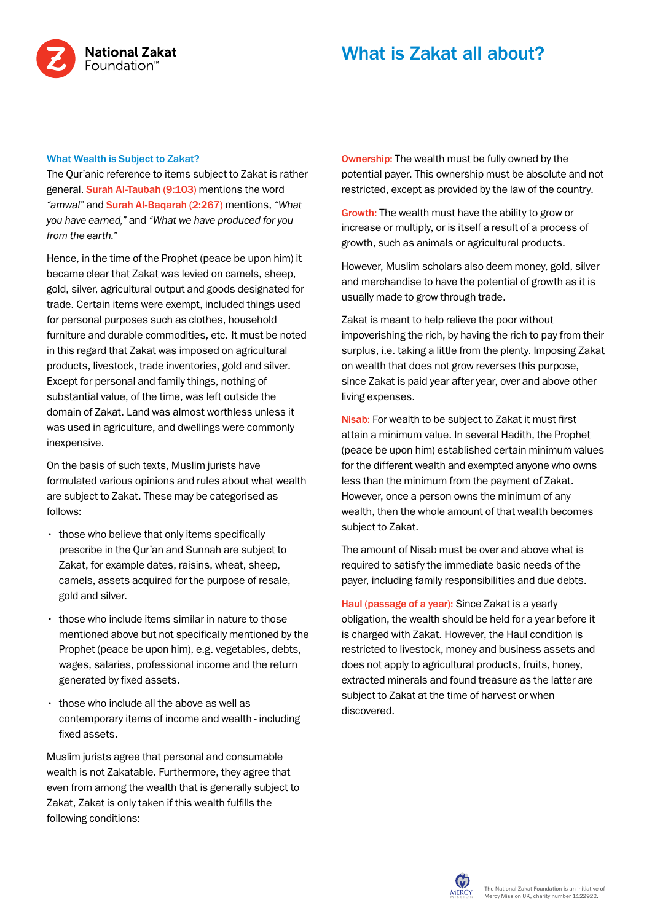# What is Zakat all about?

### What Wealth is Subject to Zakat?

The Qur'anic reference to items subject to Zakat is rather general. Surah Al-Taubah (9:103) mentions the word *"amwal"* and Surah Al-Baqarah (2:267) mentions, *"What you have earned,"* and *"What we have produced for you from the earth."*

Hence, in the time of the Prophet (peace be upon him) it became clear that Zakat was levied on camels, sheep, gold, silver, agricultural output and goods designated for trade. Certain items were exempt, included things used for personal purposes such as clothes, household furniture and durable commodities, etc. It must be noted in this regard that Zakat was imposed on agricultural products, livestock, trade inventories, gold and silver. Except for personal and family things, nothing of substantial value, of the time, was left outside the domain of Zakat. Land was almost worthless unless it was used in agriculture, and dwellings were commonly inexpensive.

On the basis of such texts, Muslim jurists have formulated various opinions and rules about what wealth are subject to Zakat. These may be categorised as follows:

- those who believe that only items specifically prescribe in the Qur'an and Sunnah are subject to Zakat, for example dates, raisins, wheat, sheep, camels, assets acquired for the purpose of resale, gold and silver.
- those who include items similar in nature to those mentioned above but not specifically mentioned by the Prophet (peace be upon him), e.g. vegetables, debts, wages, salaries, professional income and the return generated by fixed assets.
- those who include all the above as well as contemporary items of income and wealth - including fixed assets.

Muslim jurists agree that personal and consumable wealth is not Zakatable. Furthermore, they agree that even from among the wealth that is generally subject to Zakat, Zakat is only taken if this wealth fulfills the following conditions:

**Ownership:** The wealth must be fully owned by the potential payer. This ownership must be absolute and not restricted, except as provided by the law of the country.

**Growth:** The wealth must have the ability to grow or increase or multiply, or is itself a result of a process of growth, such as animals or agricultural products.

However, Muslim scholars also deem money, gold, silver and merchandise to have the potential of growth as it is usually made to grow through trade.

Zakat is meant to help relieve the poor without impoverishing the rich, by having the rich to pay from their surplus, i.e. taking a little from the plenty. Imposing Zakat on wealth that does not grow reverses this purpose, since Zakat is paid year after year, over and above other living expenses.

**Nisab:** For wealth to be subject to Zakat it must first attain a minimum value. In several Hadith, the Prophet (peace be upon him) established certain minimum values for the different wealth and exempted anyone who owns less than the minimum from the payment of Zakat. However, once a person owns the minimum of any wealth, then the whole amount of that wealth becomes subject to Zakat.

The amount of Nisab must be over and above what is required to satisfy the immediate basic needs of the payer, including family responsibilities and due debts.

**Haul (passage of a year):** Since Zakat is a yearly obligation, the wealth should be held for a year before it is charged with Zakat. However, the Haul condition is restricted to livestock, money and business assets and does not apply to agricultural products, fruits, honey, extracted minerals and found treasure as the latter are subject to Zakat at the time of harvest or when discovered.

The National Zakat Foundation is an initiative of Mercy Mission UK, charity number 1122922.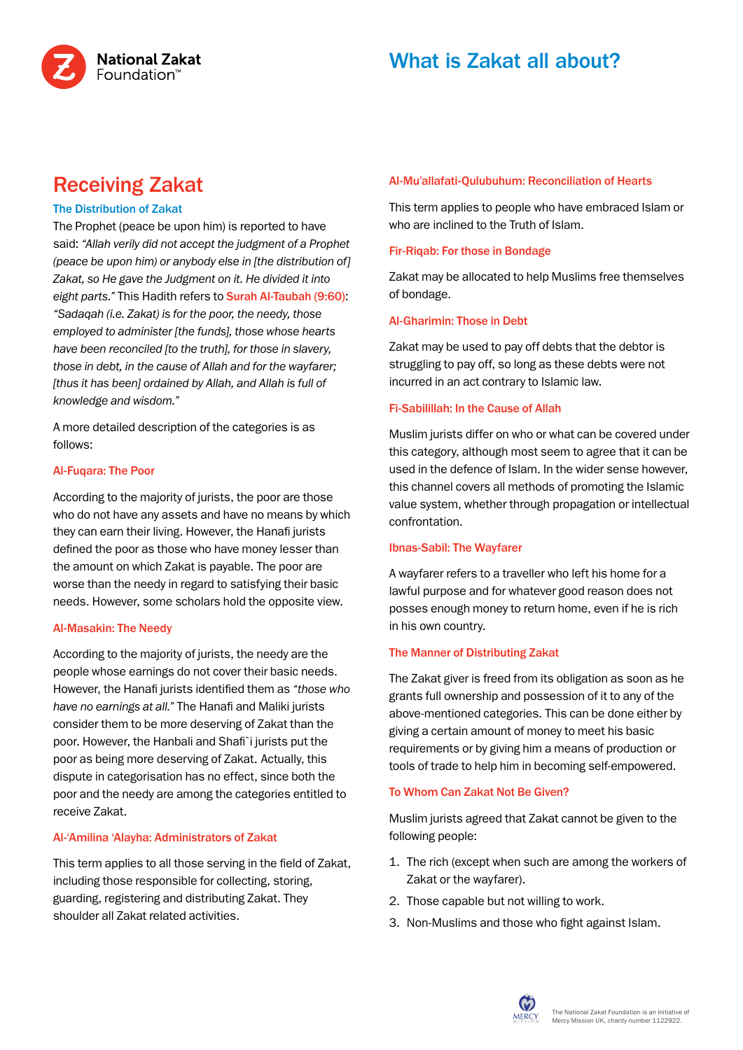# Receiving Zakat

### The Distribution of Zakat

The Prophet (peace be upon him) is reported to have said: *"Allah verily did not accept the judgment of a Prophet (peace be upon him) or anybody else in [the distribution of] Zakat, so He gave the Judgment on it. He divided it into eight parts."* This Hadith refers to Surah Al-Taubah (9:60): *"Sadaqah (i.e. Zakat) is for the poor, the needy, those employed to administer [the funds], those whose hearts have been reconciled [to the truth], for those in slavery, those in debt, in the cause of Allah and for the wayfarer; [thus it has been] ordained by Allah, and Allah is full of knowledge and wisdom."*

A more detailed description of the categories is as follows:

### Al-Fuqara: The Poor

According to the majority of jurists, the poor are those who do not have any assets and have no means by which they can earn their living. However, the Hanafi jurists defined the poor as those who have money lesser than the amount on which Zakat is payable. The poor are worse than the needy in regard to satisfying their basic needs. However, some scholars hold the opposite view.

### Al-Masakin: The Needy

According to the majority of jurists, the needy are the people whose earnings do not cover their basic needs. However, the Hanafi jurists identified them as *"those who have no earnings at all."* The Hanafi and Maliki jurists consider them to be more deserving of Zakat than the poor. However, the Hanbali and Shafi`i jurists put the poor as being more deserving of Zakat. Actually, this dispute in categorisation has no effect, since both the poor and the needy are among the categories entitled to receive Zakat.

### Al-'Amilina 'Alayha: Administrators of Zakat

This term applies to all those serving in the field of Zakat, including those responsible for collecting, storing, guarding, registering and distributing Zakat. They shoulder all Zakat related activities.

### Al-Mu'allafati-Qulubuhum: Reconciliation of Hearts

This term applies to people who have embraced Islam or who are inclined to the Truth of Islam.

### Fir-Riqab: For those in Bondage

Zakat may be allocated to help Muslims free themselves of bondage.

### Al-Gharimin: Those in Debt

Zakat may be used to pay off debts that the debtor is struggling to pay off, so long as these debts were not incurred in an act contrary to Islamic law.

### Fi-Sabilillah: In the Cause of Allah

Muslim jurists differ on who or what can be covered under this category, although most seem to agree that it can be used in the defence of Islam. In the wider sense however, this channel covers all methods of promoting the Islamic value system, whether through propagation or intellectual confrontation.

### Ibnas-Sabil: The Wayfarer

A wayfarer refers to a traveller who left his home for a lawful purpose and for whatever good reason does not posses enough money to return home, even if he is rich in his own country.

### The Manner of Distributing Zakat

The Zakat giver is freed from its obligation as soon as he grants full ownership and possession of it to any of the above-mentioned categories. This can be done either by giving a certain amount of money to meet his basic requirements or by giving him a means of production or tools of trade to help him in becoming self-empowered.

### To Whom Can Zakat Not Be Given?

Muslim jurists agreed that Zakat cannot be given to the following people:

1. The rich (except when such are among the workers of Zakat or the wayfarer).
2. Those capable but not willing to work.
3. Non-Muslims and those who fight against Islam.

The National Zakat Foundation is an initiative of Mercy Mission UK, charity number 1122922.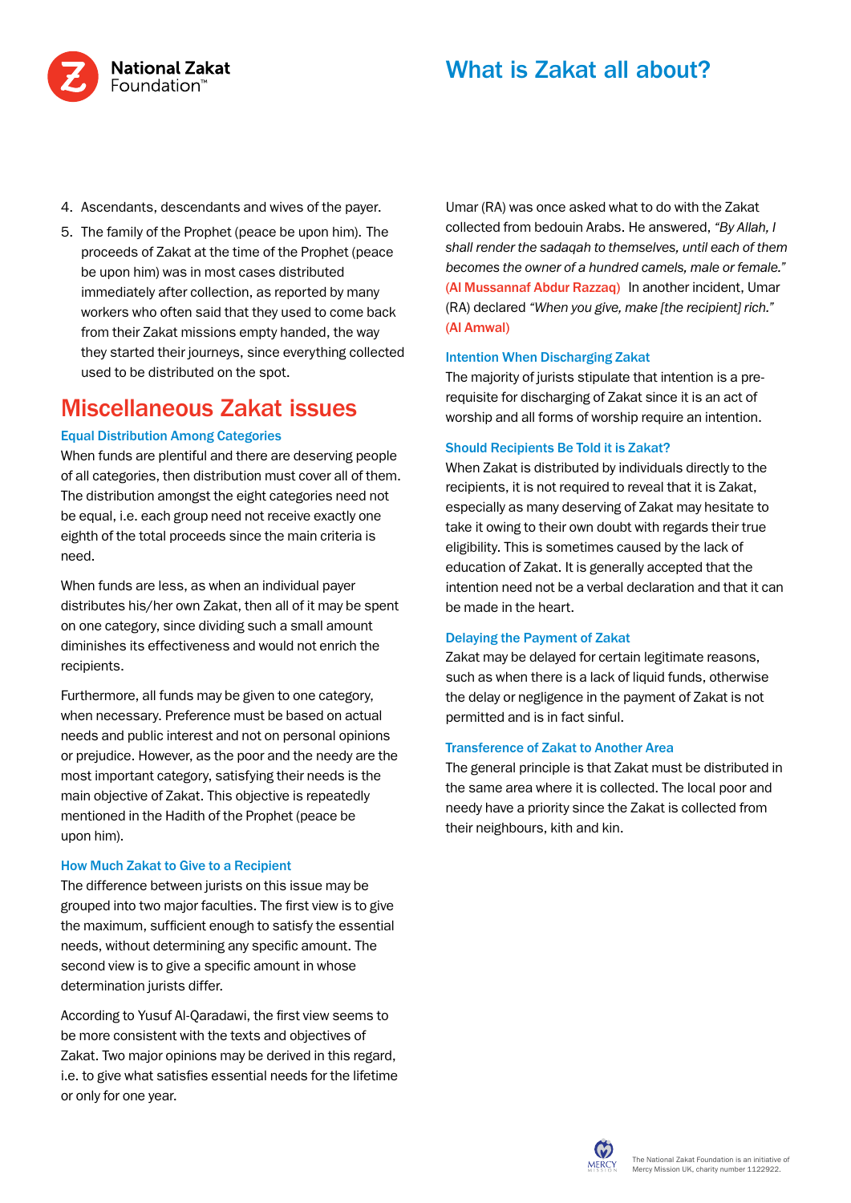4. Ascendants, descendants and wives of the payer.
5. The family of the Prophet (peace be upon him). The proceeds of Zakat at the time of the Prophet (peace be upon him) was in most cases distributed immediately after collection, as reported by many workers who often said that they used to come back from their Zakat missions empty handed, the way they started their journeys, since everything collected used to be distributed on the spot.

## Miscellaneous Zakat issues

### Equal Distribution Among Categories

When funds are plentiful and there are deserving people of all categories, then distribution must cover all of them. The distribution amongst the eight categories need not be equal, i.e. each group need not receive exactly one eighth of the total proceeds since the main criteria is need.

When funds are less, as when an individual payer distributes his/her own Zakat, then all of it may be spent on one category, since dividing such a small amount diminishes its effectiveness and would not enrich the recipients.

Furthermore, all funds may be given to one category, when necessary. Preference must be based on actual needs and public interest and not on personal opinions or prejudice. However, as the poor and the needy are the most important category, satisfying their needs is the main objective of Zakat. This objective is repeatedly mentioned in the Hadith of the Prophet (peace be upon him).

### How Much Zakat to Give to a Recipient

The difference between jurists on this issue may be grouped into two major faculties. The first view is to give the maximum, sufficient enough to satisfy the essential needs, without determining any specific amount. The second view is to give a specific amount in whose determination jurists differ.

According to Yusuf Al-Qaradawi, the first view seems to be more consistent with the texts and objectives of Zakat. Two major opinions may be derived in this regard, i.e. to give what satisfies essential needs for the lifetime or only for one year.

Umar (RA) was once asked what to do with the Zakat collected from bedouin Arabs. He answered, *"By Allah, I shall render the sadaqah to themselves, until each of them becomes the owner of a hundred camels, male or female."* (Al Mussannaf Abdur Razzaq) In another incident, Umar (RA) declared *"When you give, make [the recipient] rich."* (Al Amwal)

### Intention When Discharging Zakat

The majority of jurists stipulate that intention is a pre-requisite for discharging of Zakat since it is an act of worship and all forms of worship require an intention.

### Should Recipients Be Told it is Zakat?

When Zakat is distributed by individuals directly to the recipients, it is not required to reveal that it is Zakat, especially as many deserving of Zakat may hesitate to take it owing to their own doubt with regards their true eligibility. This is sometimes caused by the lack of education of Zakat. It is generally accepted that the intention need not be a verbal declaration and that it can be made in the heart.

### Delaying the Payment of Zakat

Zakat may be delayed for certain legitimate reasons, such as when there is a lack of liquid funds, otherwise the delay or negligence in the payment of Zakat is not permitted and is in fact sinful.

### Transference of Zakat to Another Area

The general principle is that Zakat must be distributed in the same area where it is collected. The local poor and needy have a priority since the Zakat is collected from their neighbours, kith and kin.